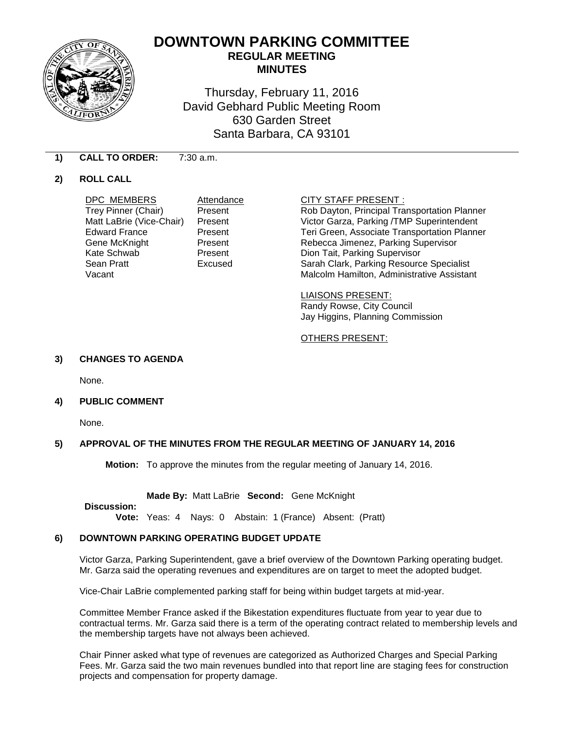# DOWNTOWN PARKING COMMITTEE

## REGULAR MEETING
## MINUTES

Thursday, February 11, 2016
David Gebhard Public Meeting Room
630 Garden Street
Santa Barbara, CA 93101

**1) CALL TO ORDER:** 7:30 a.m.

**2) ROLL CALL**

| DPC MEMBERS | Attendance |
|---|---|
| Trey Pinner (Chair) | Present |
| Matt LaBrie (Vice-Chair) | Present |
| Edward France | Present |
| Gene McKnight | Present |
| Kate Schwab | Present |
| Sean Pratt | Excused |
| Vacant | |

CITY STAFF PRESENT :
Rob Dayton, Principal Transportation Planner
Victor Garza, Parking /TMP Superintendent
Teri Green, Associate Transportation Planner
Rebecca Jimenez, Parking Supervisor
Dion Tait, Parking Supervisor
Sarah Clark, Parking Resource Specialist
Malcolm Hamilton, Administrative Assistant

LIAISONS PRESENT:
Randy Rowse, City Council
Jay Higgins, Planning Commission

OTHERS PRESENT:

**3) CHANGES TO AGENDA**

None.

**4) PUBLIC COMMENT**

None.

**5) APPROVAL OF THE MINUTES FROM THE REGULAR MEETING OF JANUARY 14, 2016**

**Motion:** To approve the minutes from the regular meeting of January 14, 2016.

**Made By:** Matt LaBrie **Second:** Gene McKnight

**Discussion:**

**Vote:** Yeas: 4 Nays: 0 Abstain: 1 (France) Absent: (Pratt)

**6) DOWNTOWN PARKING OPERATING BUDGET UPDATE**

Victor Garza, Parking Superintendent, gave a brief overview of the Downtown Parking operating budget. Mr. Garza said the operating revenues and expenditures are on target to meet the adopted budget.

Vice-Chair LaBrie complemented parking staff for being within budget targets at mid-year.

Committee Member France asked if the Bikestation expenditures fluctuate from year to year due to contractual terms. Mr. Garza said there is a term of the operating contract related to membership levels and the membership targets have not always been achieved.

Chair Pinner asked what type of revenues are categorized as Authorized Charges and Special Parking Fees. Mr. Garza said the two main revenues bundled into that report line are staging fees for construction projects and compensation for property damage.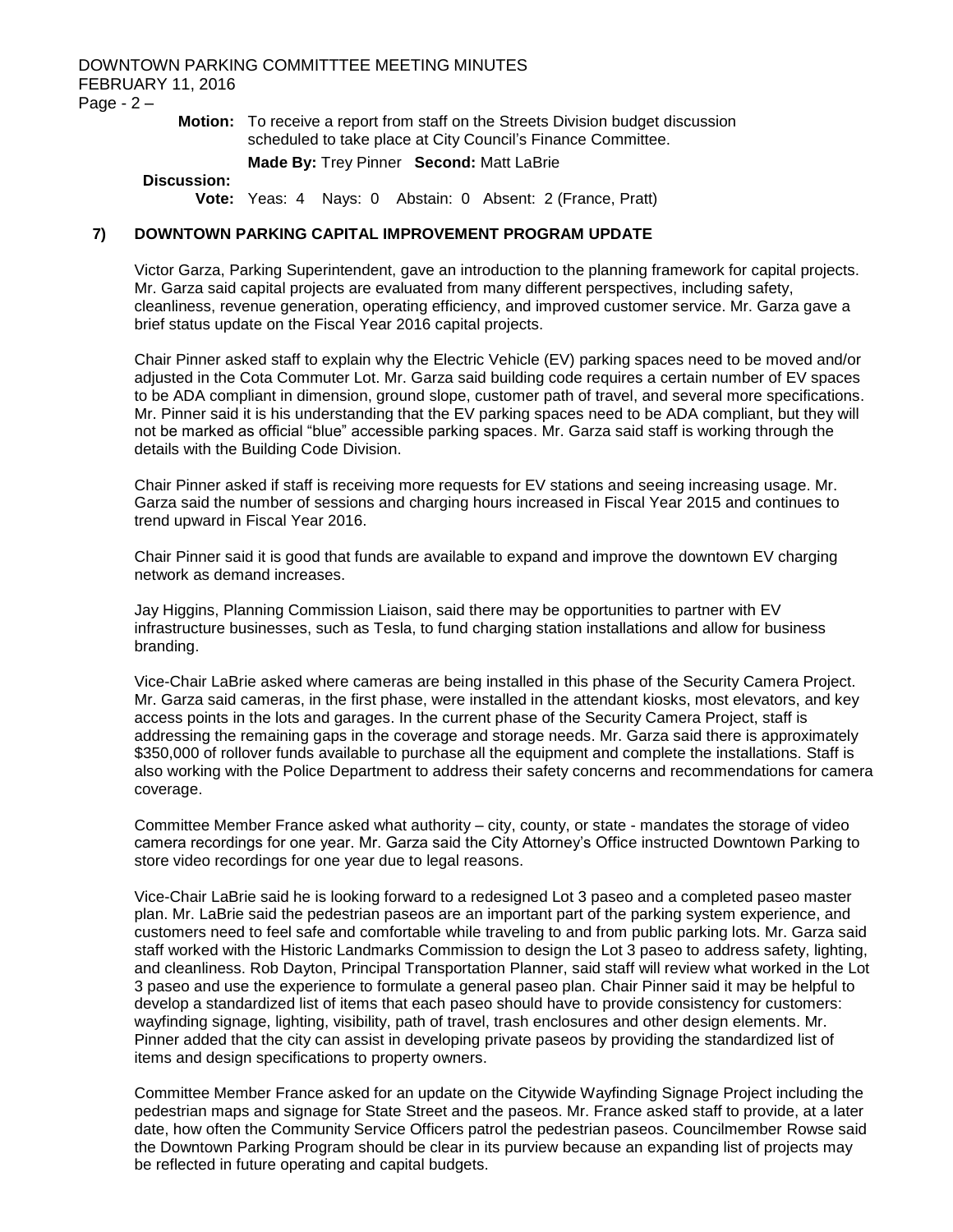**Motion:** To receive a report from staff on the Streets Division budget discussion scheduled to take place at City Council's Finance Committee.

**Made By:** Trey Pinner **Second:** Matt LaBrie

**Discussion:**

**Vote:** Yeas: 4 Nays: 0 Abstain: 0 Absent: 2 (France, Pratt)

## 7) DOWNTOWN PARKING CAPITAL IMPROVEMENT PROGRAM UPDATE

Victor Garza, Parking Superintendent, gave an introduction to the planning framework for capital projects. Mr. Garza said capital projects are evaluated from many different perspectives, including safety, cleanliness, revenue generation, operating efficiency, and improved customer service. Mr. Garza gave a brief status update on the Fiscal Year 2016 capital projects.

Chair Pinner asked staff to explain why the Electric Vehicle (EV) parking spaces need to be moved and/or adjusted in the Cota Commuter Lot. Mr. Garza said building code requires a certain number of EV spaces to be ADA compliant in dimension, ground slope, customer path of travel, and several more specifications. Mr. Pinner said it is his understanding that the EV parking spaces need to be ADA compliant, but they will not be marked as official "blue" accessible parking spaces. Mr. Garza said staff is working through the details with the Building Code Division.

Chair Pinner asked if staff is receiving more requests for EV stations and seeing increasing usage. Mr. Garza said the number of sessions and charging hours increased in Fiscal Year 2015 and continues to trend upward in Fiscal Year 2016.

Chair Pinner said it is good that funds are available to expand and improve the downtown EV charging network as demand increases.

Jay Higgins, Planning Commission Liaison, said there may be opportunities to partner with EV infrastructure businesses, such as Tesla, to fund charging station installations and allow for business branding.

Vice-Chair LaBrie asked where cameras are being installed in this phase of the Security Camera Project. Mr. Garza said cameras, in the first phase, were installed in the attendant kiosks, most elevators, and key access points in the lots and garages. In the current phase of the Security Camera Project, staff is addressing the remaining gaps in the coverage and storage needs. Mr. Garza said there is approximately \$350,000 of rollover funds available to purchase all the equipment and complete the installations. Staff is also working with the Police Department to address their safety concerns and recommendations for camera coverage.

Committee Member France asked what authority – city, county, or state - mandates the storage of video camera recordings for one year. Mr. Garza said the City Attorney's Office instructed Downtown Parking to store video recordings for one year due to legal reasons.

Vice-Chair LaBrie said he is looking forward to a redesigned Lot 3 paseo and a completed paseo master plan. Mr. LaBrie said the pedestrian paseos are an important part of the parking system experience, and customers need to feel safe and comfortable while traveling to and from public parking lots. Mr. Garza said staff worked with the Historic Landmarks Commission to design the Lot 3 paseo to address safety, lighting, and cleanliness. Rob Dayton, Principal Transportation Planner, said staff will review what worked in the Lot 3 paseo and use the experience to formulate a general paseo plan. Chair Pinner said it may be helpful to develop a standardized list of items that each paseo should have to provide consistency for customers: wayfinding signage, lighting, visibility, path of travel, trash enclosures and other design elements. Mr. Pinner added that the city can assist in developing private paseos by providing the standardized list of items and design specifications to property owners.

Committee Member France asked for an update on the Citywide Wayfinding Signage Project including the pedestrian maps and signage for State Street and the paseos. Mr. France asked staff to provide, at a later date, how often the Community Service Officers patrol the pedestrian paseos. Councilmember Rowse said the Downtown Parking Program should be clear in its purview because an expanding list of projects may be reflected in future operating and capital budgets.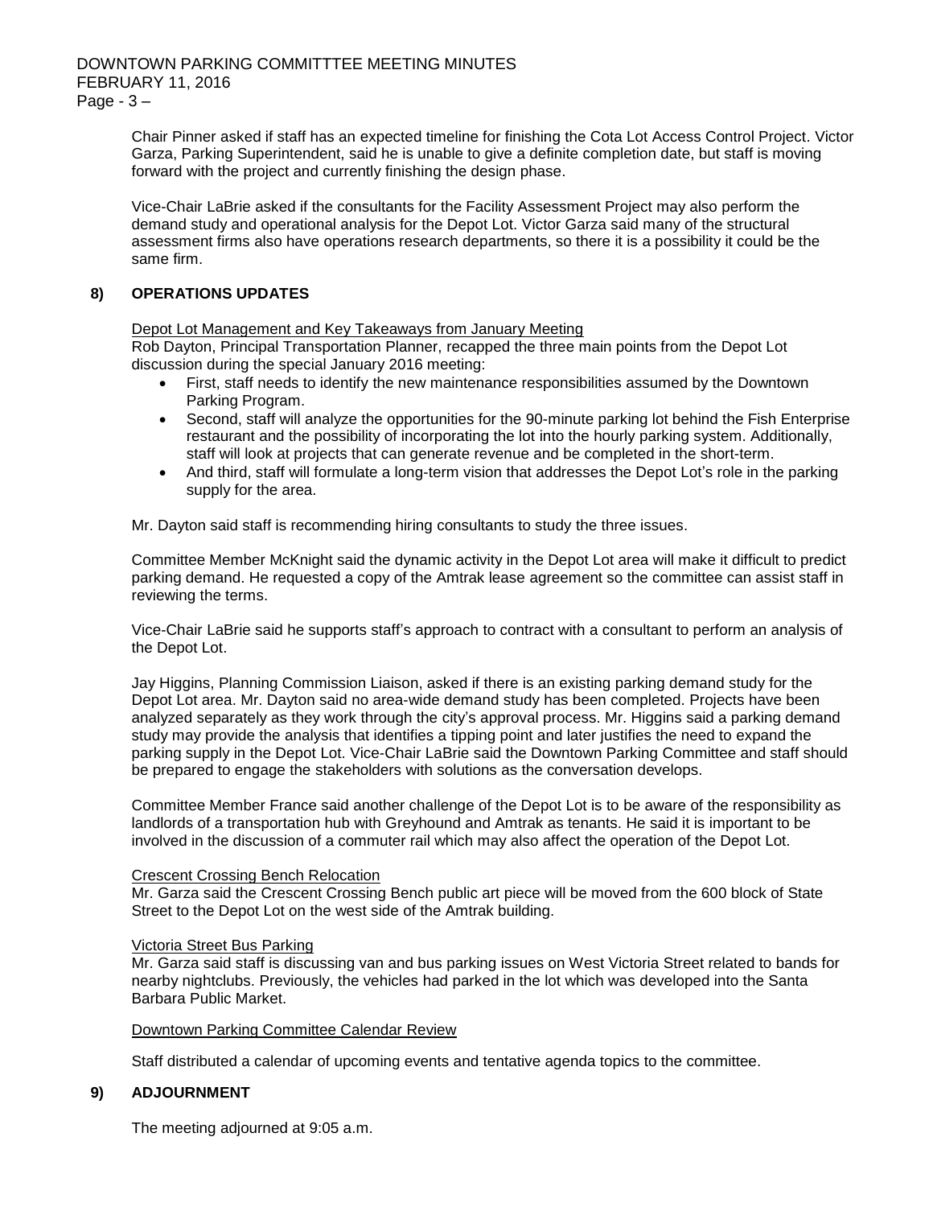Chair Pinner asked if staff has an expected timeline for finishing the Cota Lot Access Control Project. Victor Garza, Parking Superintendent, said he is unable to give a definite completion date, but staff is moving forward with the project and currently finishing the design phase.

Vice-Chair LaBrie asked if the consultants for the Facility Assessment Project may also perform the demand study and operational analysis for the Depot Lot. Victor Garza said many of the structural assessment firms also have operations research departments, so there it is a possibility it could be the same firm.

## 8) OPERATIONS UPDATES

Depot Lot Management and Key Takeaways from January Meeting

Rob Dayton, Principal Transportation Planner, recapped the three main points from the Depot Lot discussion during the special January 2016 meeting:

- First, staff needs to identify the new maintenance responsibilities assumed by the Downtown Parking Program.
- Second, staff will analyze the opportunities for the 90-minute parking lot behind the Fish Enterprise restaurant and the possibility of incorporating the lot into the hourly parking system. Additionally, staff will look at projects that can generate revenue and be completed in the short-term.
- And third, staff will formulate a long-term vision that addresses the Depot Lot's role in the parking supply for the area.

Mr. Dayton said staff is recommending hiring consultants to study the three issues.

Committee Member McKnight said the dynamic activity in the Depot Lot area will make it difficult to predict parking demand. He requested a copy of the Amtrak lease agreement so the committee can assist staff in reviewing the terms.

Vice-Chair LaBrie said he supports staff's approach to contract with a consultant to perform an analysis of the Depot Lot.

Jay Higgins, Planning Commission Liaison, asked if there is an existing parking demand study for the Depot Lot area. Mr. Dayton said no area-wide demand study has been completed. Projects have been analyzed separately as they work through the city's approval process. Mr. Higgins said a parking demand study may provide the analysis that identifies a tipping point and later justifies the need to expand the parking supply in the Depot Lot. Vice-Chair LaBrie said the Downtown Parking Committee and staff should be prepared to engage the stakeholders with solutions as the conversation develops.

Committee Member France said another challenge of the Depot Lot is to be aware of the responsibility as landlords of a transportation hub with Greyhound and Amtrak as tenants. He said it is important to be involved in the discussion of a commuter rail which may also affect the operation of the Depot Lot.

Crescent Crossing Bench Relocation

Mr. Garza said the Crescent Crossing Bench public art piece will be moved from the 600 block of State Street to the Depot Lot on the west side of the Amtrak building.

Victoria Street Bus Parking

Mr. Garza said staff is discussing van and bus parking issues on West Victoria Street related to bands for nearby nightclubs. Previously, the vehicles had parked in the lot which was developed into the Santa Barbara Public Market.

Downtown Parking Committee Calendar Review

Staff distributed a calendar of upcoming events and tentative agenda topics to the committee.

## 9) ADJOURNMENT

The meeting adjourned at 9:05 a.m.